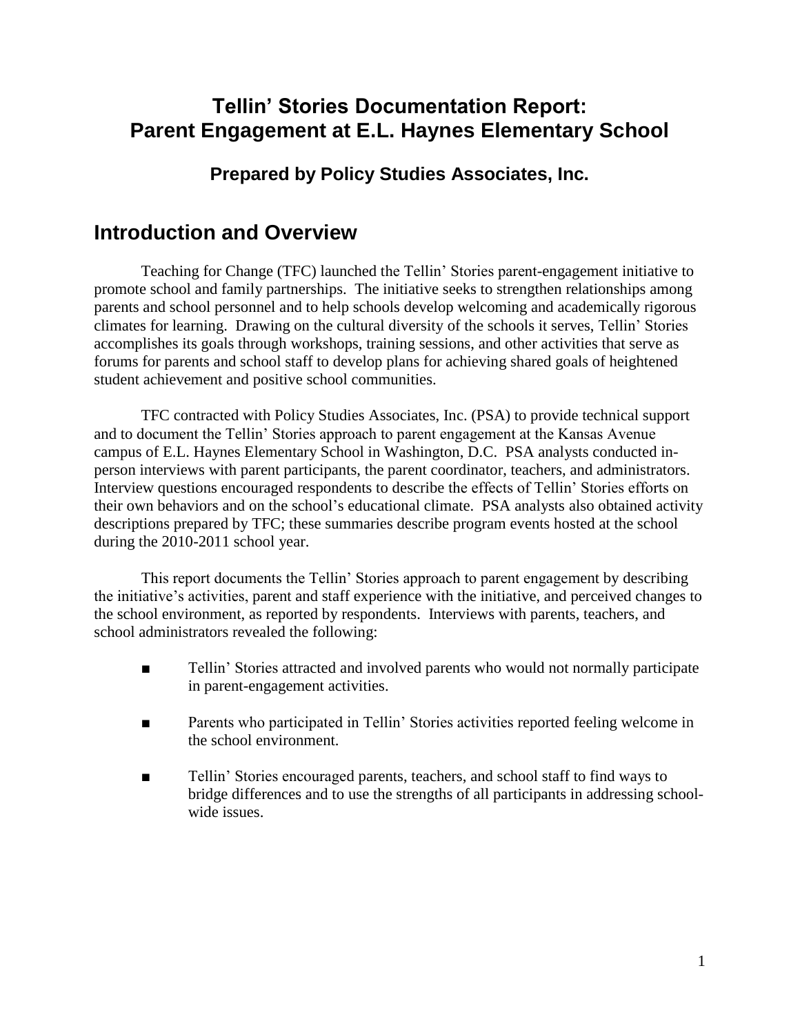# Tellin' Stories Documentation Report: Parent Engagement at E.L. Haynes Elementary School

### Prepared by Policy Studies Associates, Inc.

## Introduction and Overview

Teaching for Change (TFC) launched the Tellin' Stories parent-engagement initiative to promote school and family partnerships. The initiative seeks to strengthen relationships among parents and school personnel and to help schools develop welcoming and academically rigorous climates for learning. Drawing on the cultural diversity of the schools it serves, Tellin' Stories accomplishes its goals through workshops, training sessions, and other activities that serve as forums for parents and school staff to develop plans for achieving shared goals of heightened student achievement and positive school communities.

TFC contracted with Policy Studies Associates, Inc. (PSA) to provide technical support and to document the Tellin' Stories approach to parent engagement at the Kansas Avenue campus of E.L. Haynes Elementary School in Washington, D.C. PSA analysts conducted in-person interviews with parent participants, the parent coordinator, teachers, and administrators. Interview questions encouraged respondents to describe the effects of Tellin' Stories efforts on their own behaviors and on the school's educational climate. PSA analysts also obtained activity descriptions prepared by TFC; these summaries describe program events hosted at the school during the 2010-2011 school year.

This report documents the Tellin' Stories approach to parent engagement by describing the initiative's activities, parent and staff experience with the initiative, and perceived changes to the school environment, as reported by respondents. Interviews with parents, teachers, and school administrators revealed the following:

- Tellin' Stories attracted and involved parents who would not normally participate in parent-engagement activities.
- Parents who participated in Tellin' Stories activities reported feeling welcome in the school environment.
- Tellin' Stories encouraged parents, teachers, and school staff to find ways to bridge differences and to use the strengths of all participants in addressing school-wide issues.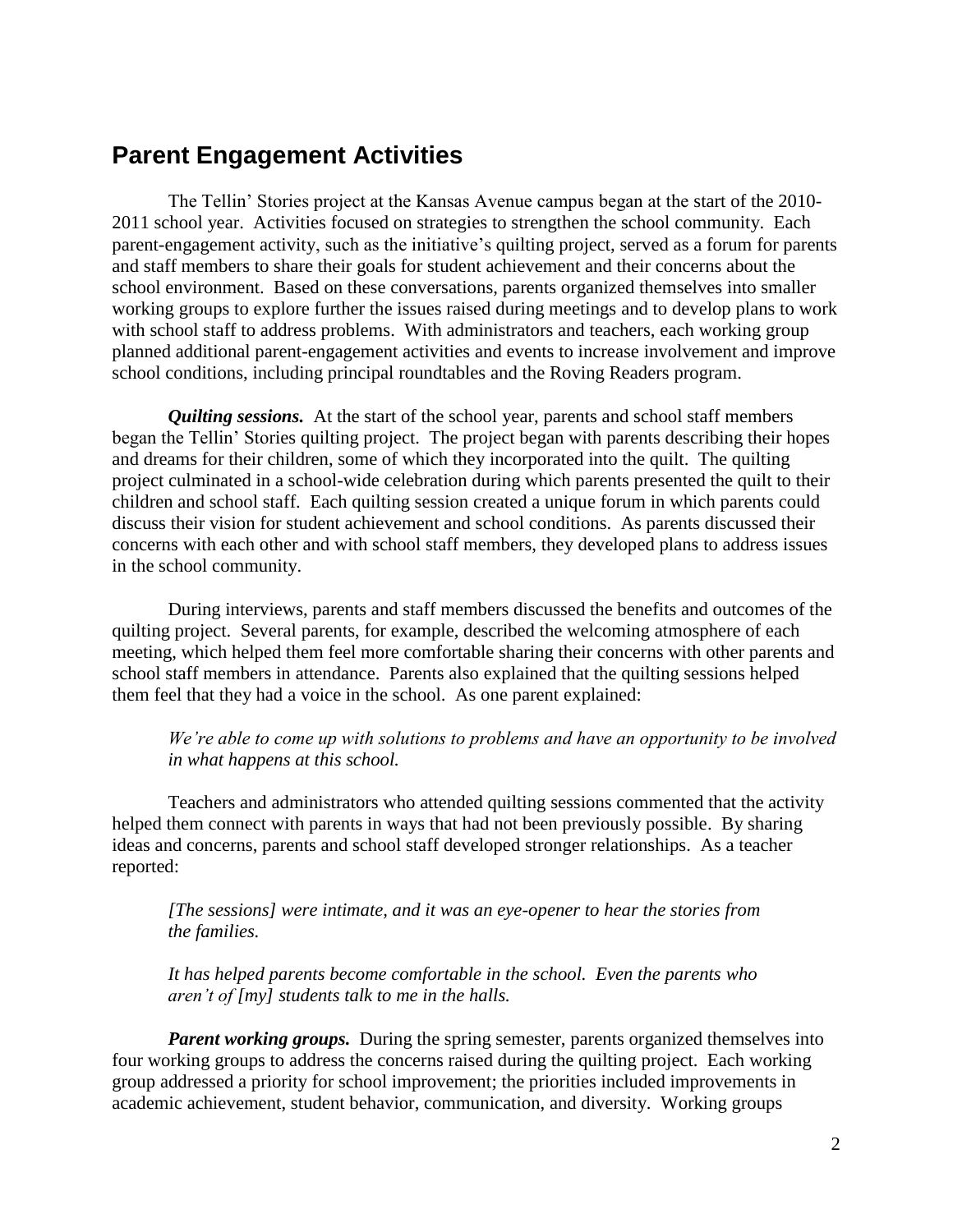## Parent Engagement Activities

The Tellin' Stories project at the Kansas Avenue campus began at the start of the 2010-2011 school year. Activities focused on strategies to strengthen the school community. Each parent-engagement activity, such as the initiative's quilting project, served as a forum for parents and staff members to share their goals for student achievement and their concerns about the school environment. Based on these conversations, parents organized themselves into smaller working groups to explore further the issues raised during meetings and to develop plans to work with school staff to address problems. With administrators and teachers, each working group planned additional parent-engagement activities and events to increase involvement and improve school conditions, including principal roundtables and the Roving Readers program.

***Quilting sessions.*** At the start of the school year, parents and school staff members began the Tellin' Stories quilting project. The project began with parents describing their hopes and dreams for their children, some of which they incorporated into the quilt. The quilting project culminated in a school-wide celebration during which parents presented the quilt to their children and school staff. Each quilting session created a unique forum in which parents could discuss their vision for student achievement and school conditions. As parents discussed their concerns with each other and with school staff members, they developed plans to address issues in the school community.

During interviews, parents and staff members discussed the benefits and outcomes of the quilting project. Several parents, for example, described the welcoming atmosphere of each meeting, which helped them feel more comfortable sharing their concerns with other parents and school staff members in attendance. Parents also explained that the quilting sessions helped them feel that they had a voice in the school. As one parent explained:

> *We're able to come up with solutions to problems and have an opportunity to be involved in what happens at this school.*

Teachers and administrators who attended quilting sessions commented that the activity helped them connect with parents in ways that had not been previously possible. By sharing ideas and concerns, parents and school staff developed stronger relationships. As a teacher reported:

> *[The sessions] were intimate, and it was an eye-opener to hear the stories from the families.*
>
> *It has helped parents become comfortable in the school. Even the parents who aren't of [my] students talk to me in the halls.*

***Parent working groups.*** During the spring semester, parents organized themselves into four working groups to address the concerns raised during the quilting project. Each working group addressed a priority for school improvement; the priorities included improvements in academic achievement, student behavior, communication, and diversity. Working groups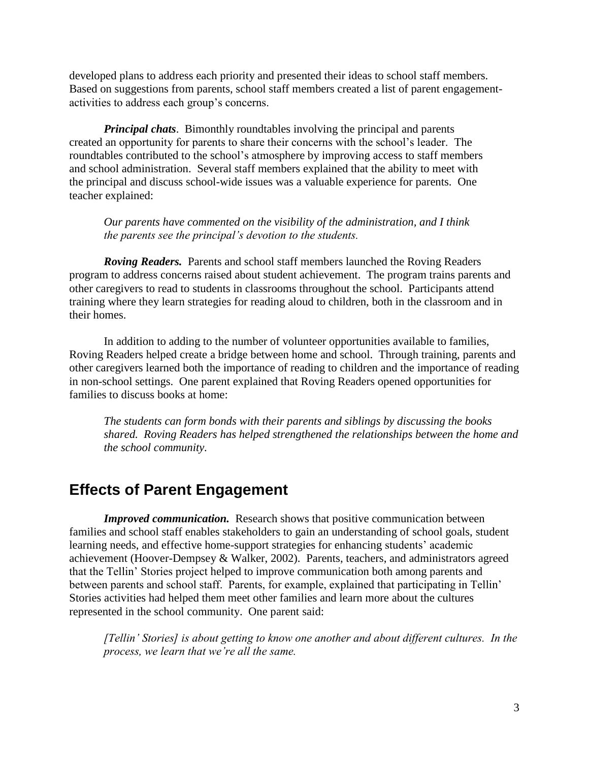developed plans to address each priority and presented their ideas to school staff members. Based on suggestions from parents, school staff members created a list of parent engagement-activities to address each group's concerns.

***Principal chats***. Bimonthly roundtables involving the principal and parents created an opportunity for parents to share their concerns with the school's leader. The roundtables contributed to the school's atmosphere by improving access to staff members and school administration. Several staff members explained that the ability to meet with the principal and discuss school-wide issues was a valuable experience for parents. One teacher explained:

> *Our parents have commented on the visibility of the administration, and I think the parents see the principal's devotion to the students.*

***Roving Readers.*** Parents and school staff members launched the Roving Readers program to address concerns raised about student achievement. The program trains parents and other caregivers to read to students in classrooms throughout the school. Participants attend training where they learn strategies for reading aloud to children, both in the classroom and in their homes.

In addition to adding to the number of volunteer opportunities available to families, Roving Readers helped create a bridge between home and school. Through training, parents and other caregivers learned both the importance of reading to children and the importance of reading in non-school settings. One parent explained that Roving Readers opened opportunities for families to discuss books at home:

> *The students can form bonds with their parents and siblings by discussing the books shared. Roving Readers has helped strengthened the relationships between the home and the school community.*

## Effects of Parent Engagement

***Improved communication.*** Research shows that positive communication between families and school staff enables stakeholders to gain an understanding of school goals, student learning needs, and effective home-support strategies for enhancing students' academic achievement (Hoover-Dempsey & Walker, 2002). Parents, teachers, and administrators agreed that the Tellin' Stories project helped to improve communication both among parents and between parents and school staff. Parents, for example, explained that participating in Tellin' Stories activities had helped them meet other families and learn more about the cultures represented in the school community. One parent said:

> *[Tellin' Stories] is about getting to know one another and about different cultures. In the process, we learn that we're all the same.*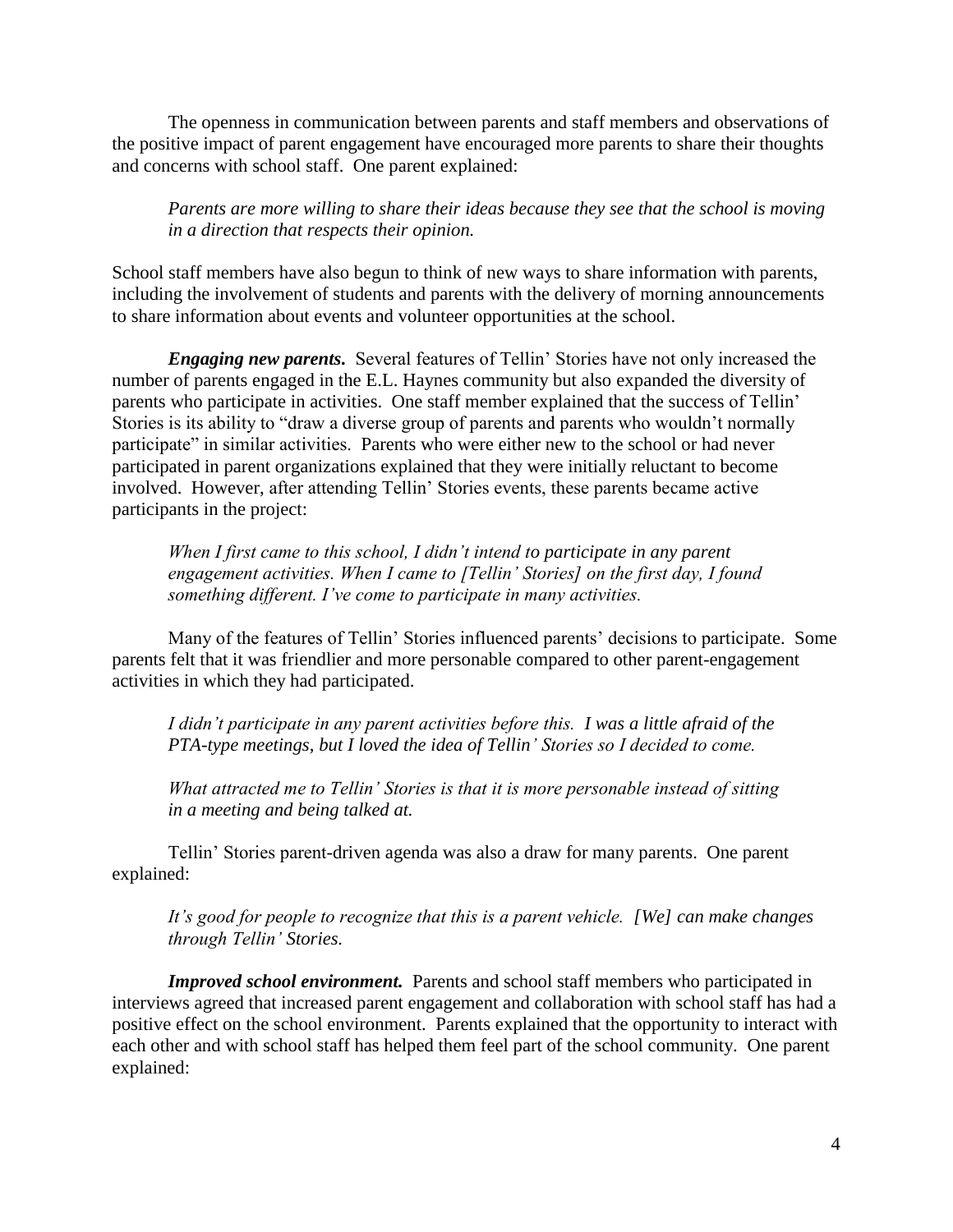The openness in communication between parents and staff members and observations of the positive impact of parent engagement have encouraged more parents to share their thoughts and concerns with school staff. One parent explained:

> *Parents are more willing to share their ideas because they see that the school is moving in a direction that respects their opinion.*

School staff members have also begun to think of new ways to share information with parents, including the involvement of students and parents with the delivery of morning announcements to share information about events and volunteer opportunities at the school.

***Engaging new parents.*** Several features of Tellin' Stories have not only increased the number of parents engaged in the E.L. Haynes community but also expanded the diversity of parents who participate in activities. One staff member explained that the success of Tellin' Stories is its ability to "draw a diverse group of parents and parents who wouldn't normally participate" in similar activities. Parents who were either new to the school or had never participated in parent organizations explained that they were initially reluctant to become involved. However, after attending Tellin' Stories events, these parents became active participants in the project:

> *When I first came to this school, I didn't intend to participate in any parent engagement activities. When I came to [Tellin' Stories] on the first day, I found something different. I've come to participate in many activities.*

Many of the features of Tellin' Stories influenced parents' decisions to participate. Some parents felt that it was friendlier and more personable compared to other parent-engagement activities in which they had participated.

> *I didn't participate in any parent activities before this. I was a little afraid of the PTA-type meetings, but I loved the idea of Tellin' Stories so I decided to come.*

> *What attracted me to Tellin' Stories is that it is more personable instead of sitting in a meeting and being talked at.*

Tellin' Stories parent-driven agenda was also a draw for many parents. One parent explained:

> *It's good for people to recognize that this is a parent vehicle. [We] can make changes through Tellin' Stories.*

***Improved school environment.*** Parents and school staff members who participated in interviews agreed that increased parent engagement and collaboration with school staff has had a positive effect on the school environment. Parents explained that the opportunity to interact with each other and with school staff has helped them feel part of the school community. One parent explained: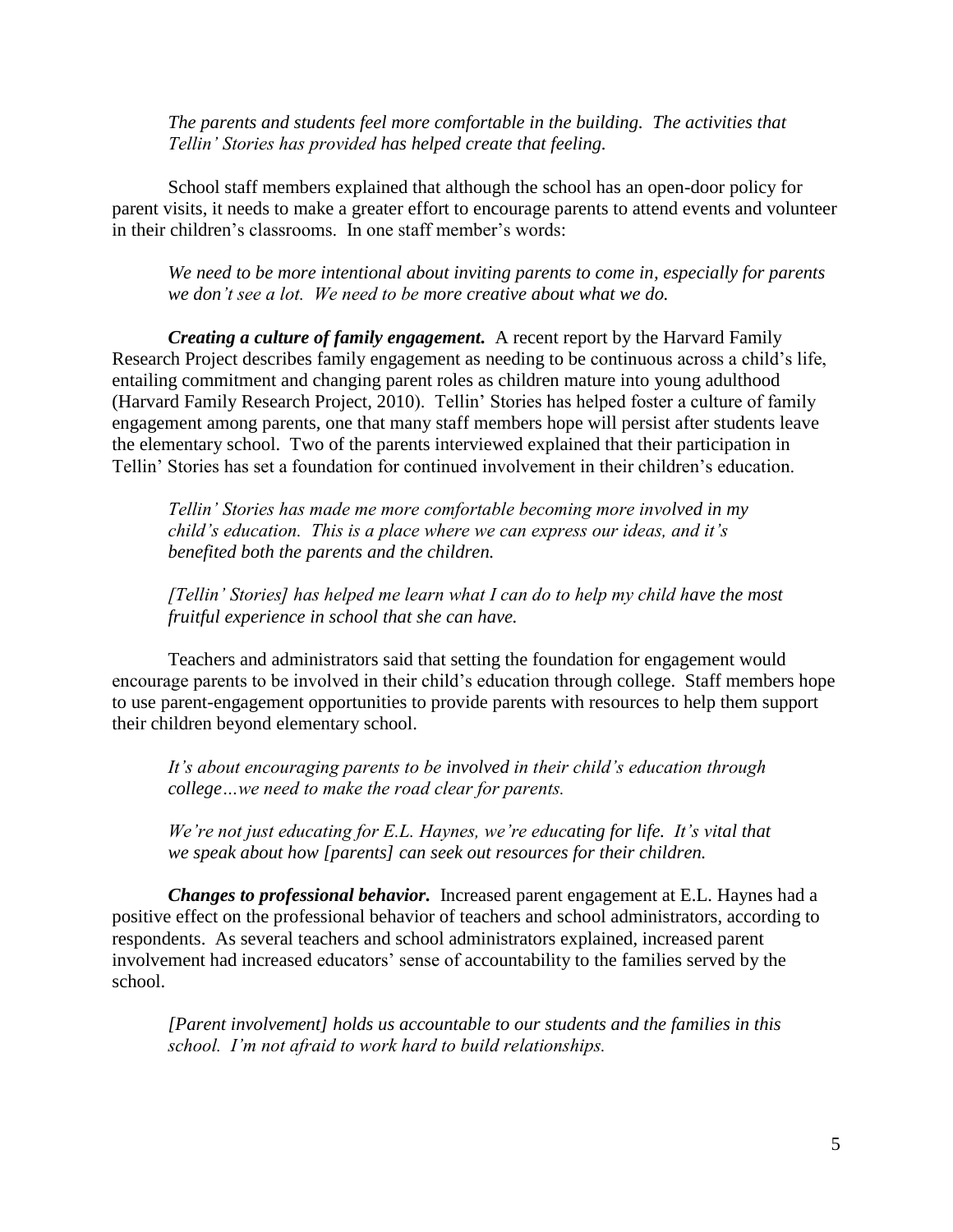*The parents and students feel more comfortable in the building. The activities that Tellin' Stories has provided has helped create that feeling.*

School staff members explained that although the school has an open-door policy for parent visits, it needs to make a greater effort to encourage parents to attend events and volunteer in their children's classrooms. In one staff member's words:

*We need to be more intentional about inviting parents to come in, especially for parents we don't see a lot. We need to be more creative about what we do.*

***Creating a culture of family engagement.*** A recent report by the Harvard Family Research Project describes family engagement as needing to be continuous across a child's life, entailing commitment and changing parent roles as children mature into young adulthood (Harvard Family Research Project, 2010). Tellin' Stories has helped foster a culture of family engagement among parents, one that many staff members hope will persist after students leave the elementary school. Two of the parents interviewed explained that their participation in Tellin' Stories has set a foundation for continued involvement in their children's education.

*Tellin' Stories has made me more comfortable becoming more involved in my child's education. This is a place where we can express our ideas, and it's benefited both the parents and the children.*

*[Tellin' Stories] has helped me learn what I can do to help my child have the most fruitful experience in school that she can have.*

Teachers and administrators said that setting the foundation for engagement would encourage parents to be involved in their child's education through college. Staff members hope to use parent-engagement opportunities to provide parents with resources to help them support their children beyond elementary school.

*It's about encouraging parents to be involved in their child's education through college…we need to make the road clear for parents.*

*We're not just educating for E.L. Haynes, we're educating for life. It's vital that we speak about how [parents] can seek out resources for their children.*

***Changes to professional behavior.*** Increased parent engagement at E.L. Haynes had a positive effect on the professional behavior of teachers and school administrators, according to respondents. As several teachers and school administrators explained, increased parent involvement had increased educators' sense of accountability to the families served by the school.

*[Parent involvement] holds us accountable to our students and the families in this school. I'm not afraid to work hard to build relationships.*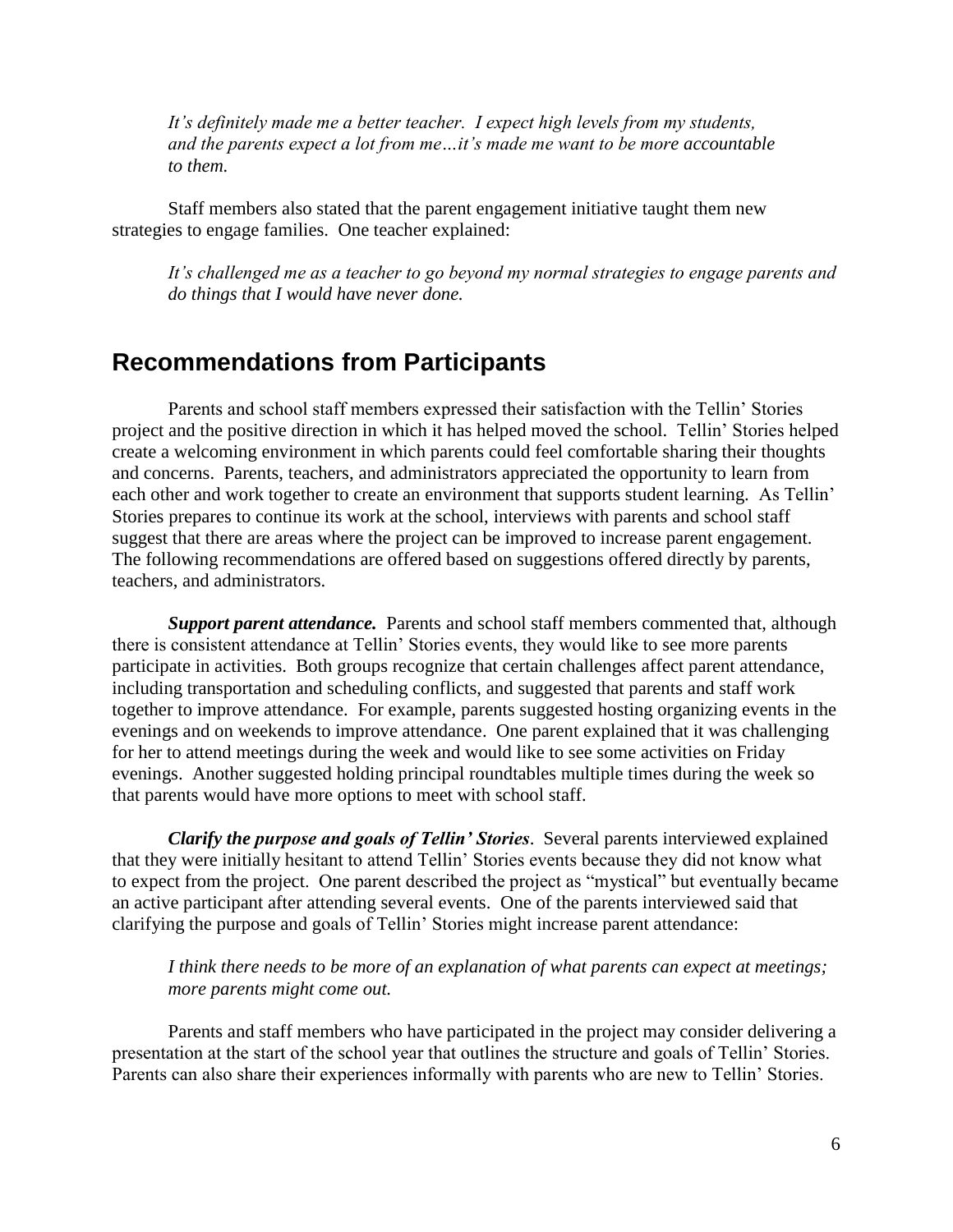*It's definitely made me a better teacher. I expect high levels from my students, and the parents expect a lot from me…it's made me want to be more accountable to them.*

Staff members also stated that the parent engagement initiative taught them new strategies to engage families. One teacher explained:

*It's challenged me as a teacher to go beyond my normal strategies to engage parents and do things that I would have never done.*

## Recommendations from Participants

Parents and school staff members expressed their satisfaction with the Tellin' Stories project and the positive direction in which it has helped moved the school. Tellin' Stories helped create a welcoming environment in which parents could feel comfortable sharing their thoughts and concerns. Parents, teachers, and administrators appreciated the opportunity to learn from each other and work together to create an environment that supports student learning. As Tellin' Stories prepares to continue its work at the school, interviews with parents and school staff suggest that there are areas where the project can be improved to increase parent engagement. The following recommendations are offered based on suggestions offered directly by parents, teachers, and administrators.

***Support parent attendance.*** Parents and school staff members commented that, although there is consistent attendance at Tellin' Stories events, they would like to see more parents participate in activities. Both groups recognize that certain challenges affect parent attendance, including transportation and scheduling conflicts, and suggested that parents and staff work together to improve attendance. For example, parents suggested hosting organizing events in the evenings and on weekends to improve attendance. One parent explained that it was challenging for her to attend meetings during the week and would like to see some activities on Friday evenings. Another suggested holding principal roundtables multiple times during the week so that parents would have more options to meet with school staff.

***Clarify the purpose and goals of Tellin' Stories***. Several parents interviewed explained that they were initially hesitant to attend Tellin' Stories events because they did not know what to expect from the project. One parent described the project as "mystical" but eventually became an active participant after attending several events. One of the parents interviewed said that clarifying the purpose and goals of Tellin' Stories might increase parent attendance:

*I think there needs to be more of an explanation of what parents can expect at meetings; more parents might come out.*

Parents and staff members who have participated in the project may consider delivering a presentation at the start of the school year that outlines the structure and goals of Tellin' Stories. Parents can also share their experiences informally with parents who are new to Tellin' Stories.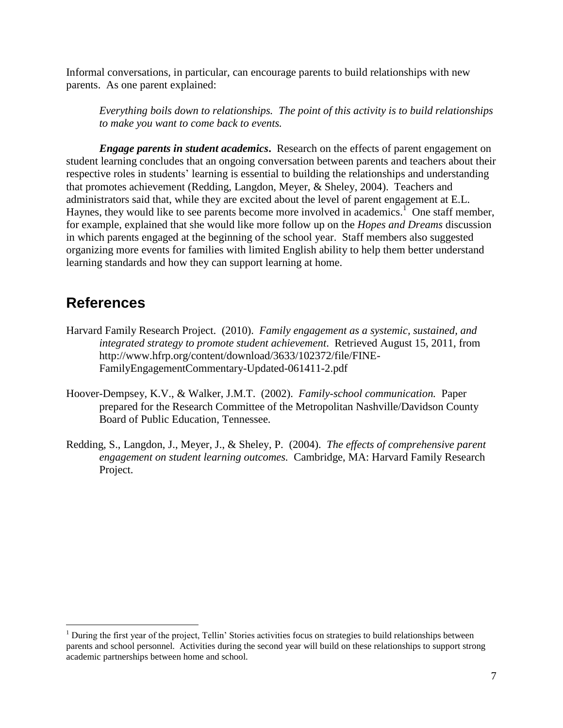Informal conversations, in particular, can encourage parents to build relationships with new parents. As one parent explained:

> *Everything boils down to relationships. The point of this activity is to build relationships to make you want to come back to events.*

***Engage parents in student academics*.** Research on the effects of parent engagement on student learning concludes that an ongoing conversation between parents and teachers about their respective roles in students' learning is essential to building the relationships and understanding that promotes achievement (Redding, Langdon, Meyer, & Sheley, 2004). Teachers and administrators said that, while they are excited about the level of parent engagement at E.L. Haynes, they would like to see parents become more involved in academics.[1] One staff member, for example, explained that she would like more follow up on the *Hopes and Dreams* discussion in which parents engaged at the beginning of the school year. Staff members also suggested organizing more events for families with limited English ability to help them better understand learning standards and how they can support learning at home.

## References

Harvard Family Research Project. (2010). *Family engagement as a systemic, sustained, and integrated strategy to promote student achievement*. Retrieved August 15, 2011, from http://www.hfrp.org/content/download/3633/102372/file/FINE-FamilyEngagementCommentary-Updated-061411-2.pdf

Hoover-Dempsey, K.V., & Walker, J.M.T. (2002). *Family-school communication.* Paper prepared for the Research Committee of the Metropolitan Nashville/Davidson County Board of Public Education, Tennessee.

Redding, S., Langdon, J., Meyer, J., & Sheley, P. (2004). *The effects of comprehensive parent engagement on student learning outcomes.* Cambridge, MA: Harvard Family Research Project.

---

[1] During the first year of the project, Tellin' Stories activities focus on strategies to build relationships between parents and school personnel. Activities during the second year will build on these relationships to support strong academic partnerships between home and school.